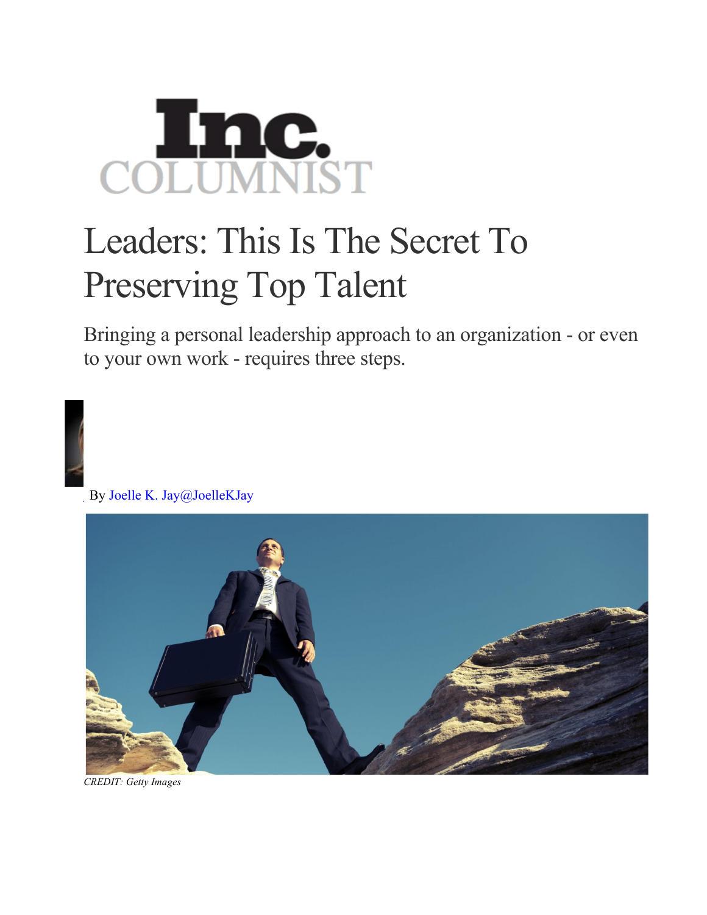Inc.
COLUMNIST

# Leaders: This Is The Secret To Preserving Top Talent

Bringing a personal leadership approach to an organization - or even to your own work - requires three steps.

By Joelle K. Jay@JoelleKJay

*CREDIT: Getty Images*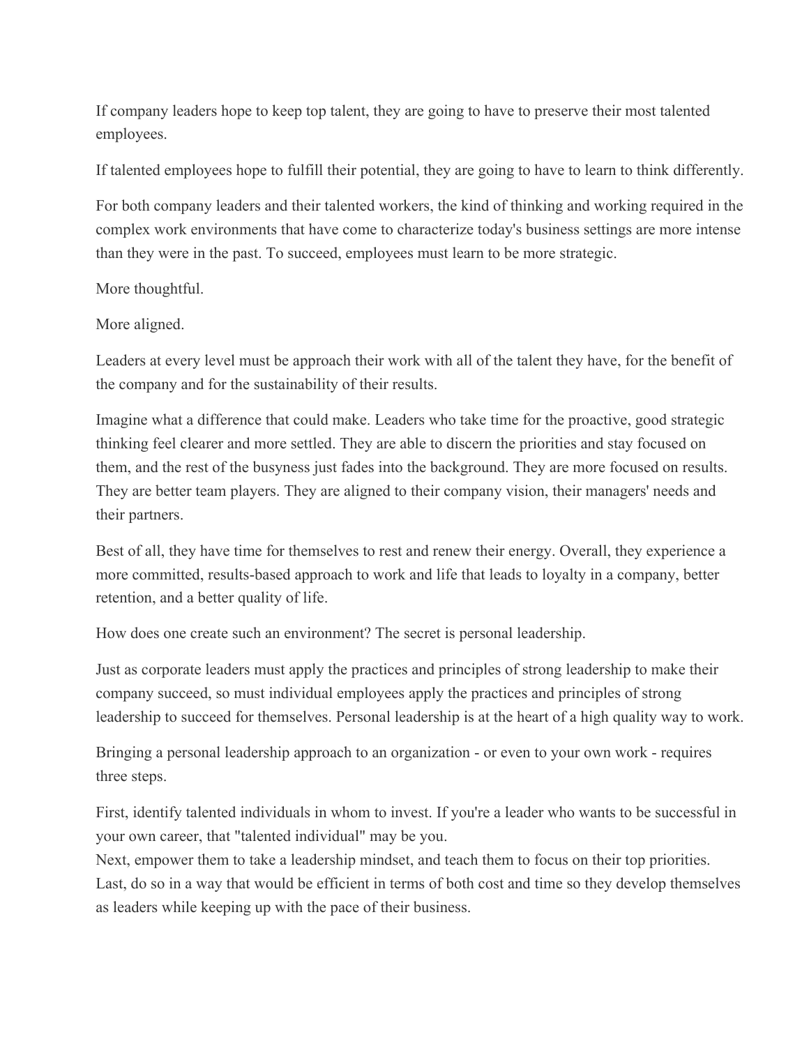If company leaders hope to keep top talent, they are going to have to preserve their most talented employees.

If talented employees hope to fulfill their potential, they are going to have to learn to think differently.

For both company leaders and their talented workers, the kind of thinking and working required in the complex work environments that have come to characterize today's business settings are more intense than they were in the past. To succeed, employees must learn to be more strategic.

More thoughtful.

More aligned.

Leaders at every level must be approach their work with all of the talent they have, for the benefit of the company and for the sustainability of their results.

Imagine what a difference that could make. Leaders who take time for the proactive, good strategic thinking feel clearer and more settled. They are able to discern the priorities and stay focused on them, and the rest of the busyness just fades into the background. They are more focused on results. They are better team players. They are aligned to their company vision, their managers' needs and their partners.

Best of all, they have time for themselves to rest and renew their energy. Overall, they experience a more committed, results-based approach to work and life that leads to loyalty in a company, better retention, and a better quality of life.

How does one create such an environment? The secret is personal leadership.

Just as corporate leaders must apply the practices and principles of strong leadership to make their company succeed, so must individual employees apply the practices and principles of strong leadership to succeed for themselves. Personal leadership is at the heart of a high quality way to work.

Bringing a personal leadership approach to an organization - or even to your own work - requires three steps.

First, identify talented individuals in whom to invest. If you're a leader who wants to be successful in your own career, that "talented individual" may be you.
Next, empower them to take a leadership mindset, and teach them to focus on their top priorities.
Last, do so in a way that would be efficient in terms of both cost and time so they develop themselves as leaders while keeping up with the pace of their business.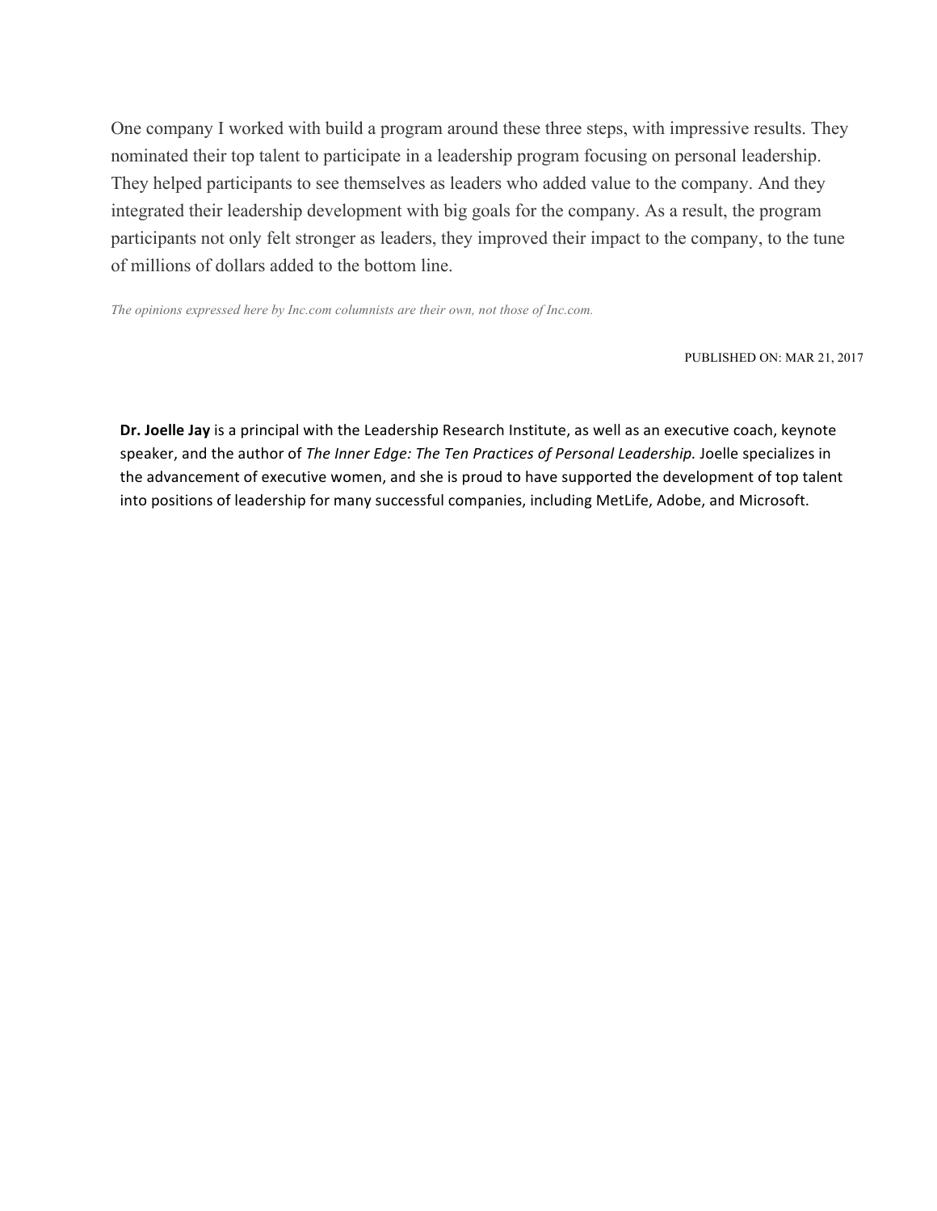One company I worked with build a program around these three steps, with impressive results. They nominated their top talent to participate in a leadership program focusing on personal leadership. They helped participants to see themselves as leaders who added value to the company. And they integrated their leadership development with big goals for the company. As a result, the program participants not only felt stronger as leaders, they improved their impact to the company, to the tune of millions of dollars added to the bottom line.

*The opinions expressed here by Inc.com columnists are their own, not those of Inc.com.*

PUBLISHED ON: MAR 21, 2017

**Dr. Joelle Jay** is a principal with the Leadership Research Institute, as well as an executive coach, keynote speaker, and the author of *The Inner Edge: The Ten Practices of Personal Leadership.* Joelle specializes in the advancement of executive women, and she is proud to have supported the development of top talent into positions of leadership for many successful companies, including MetLife, Adobe, and Microsoft.